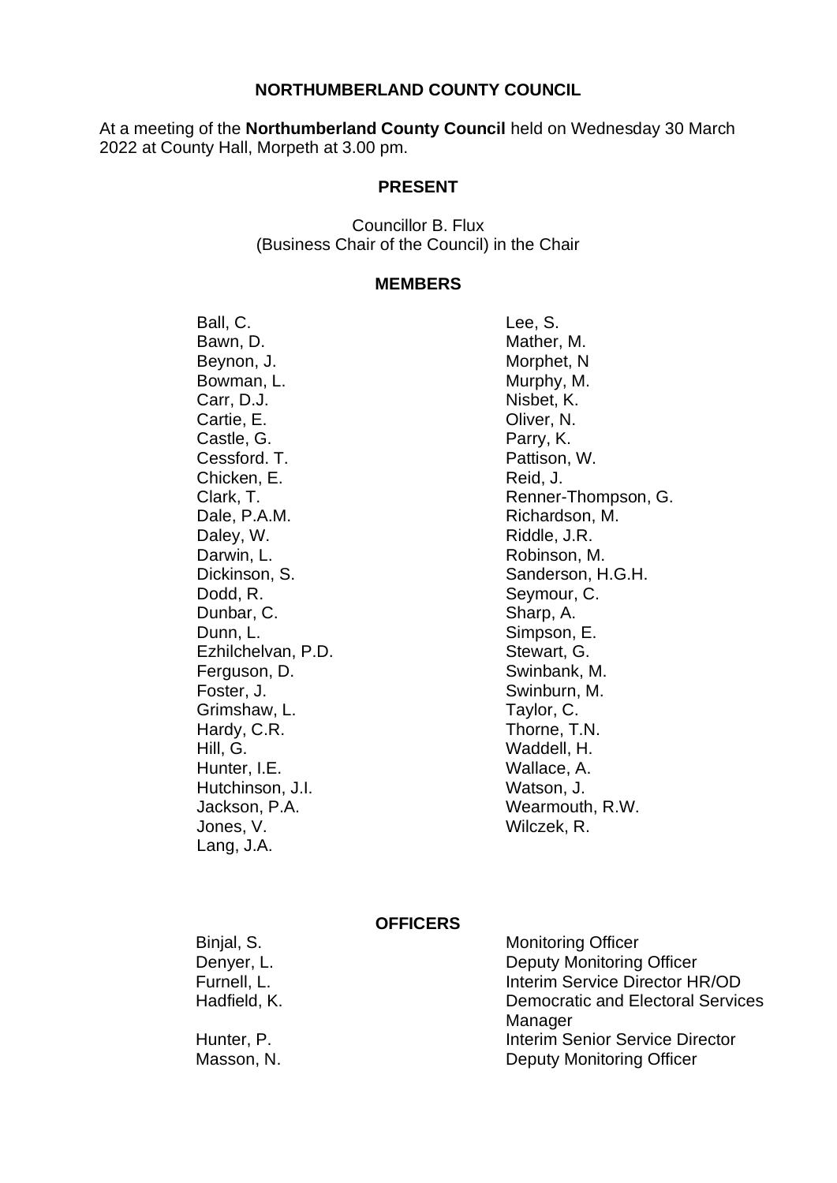# NORTHUMBERLAND COUNTY COUNCIL

At a meeting of the **Northumberland County Council** held on Wednesday 30 March 2022 at County Hall, Morpeth at 3.00 pm.

## PRESENT

Councillor B. Flux
(Business Chair of the Council) in the Chair

## MEMBERS

| | |
|---|---|
| Ball, C. | Lee, S. |
| Bawn, D. | Mather, M. |
| Beynon, J. | Morphet, N |
| Bowman, L. | Murphy, M. |
| Carr, D.J. | Nisbet, K. |
| Cartie, E. | Oliver, N. |
| Castle, G. | Parry, K. |
| Cessford. T. | Pattison, W. |
| Chicken, E. | Reid, J. |
| Clark, T. | Renner-Thompson, G. |
| Dale, P.A.M. | Richardson, M. |
| Daley, W. | Riddle, J.R. |
| Darwin, L. | Robinson, M. |
| Dickinson, S. | Sanderson, H.G.H. |
| Dodd, R. | Seymour, C. |
| Dunbar, C. | Sharp, A. |
| Dunn, L. | Simpson, E. |
| Ezhilchelvan, P.D. | Stewart, G. |
| Ferguson, D. | Swinbank, M. |
| Foster, J. | Swinburn, M. |
| Grimshaw, L. | Taylor, C. |
| Hardy, C.R. | Thorne, T.N. |
| Hill, G. | Waddell, H. |
| Hunter, I.E. | Wallace, A. |
| Hutchinson, J.I. | Watson, J. |
| Jackson, P.A. | Wearmouth, R.W. |
| Jones, V. | Wilczek, R. |
| Lang, J.A. | |

## OFFICERS

| | |
|---|---|
| Binjal, S. | Monitoring Officer |
| Denyer, L. | Deputy Monitoring Officer |
| Furnell, L. | Interim Service Director HR/OD |
| Hadfield, K. | Democratic and Electoral Services Manager |
| Hunter, P. | Interim Senior Service Director |
| Masson, N. | Deputy Monitoring Officer |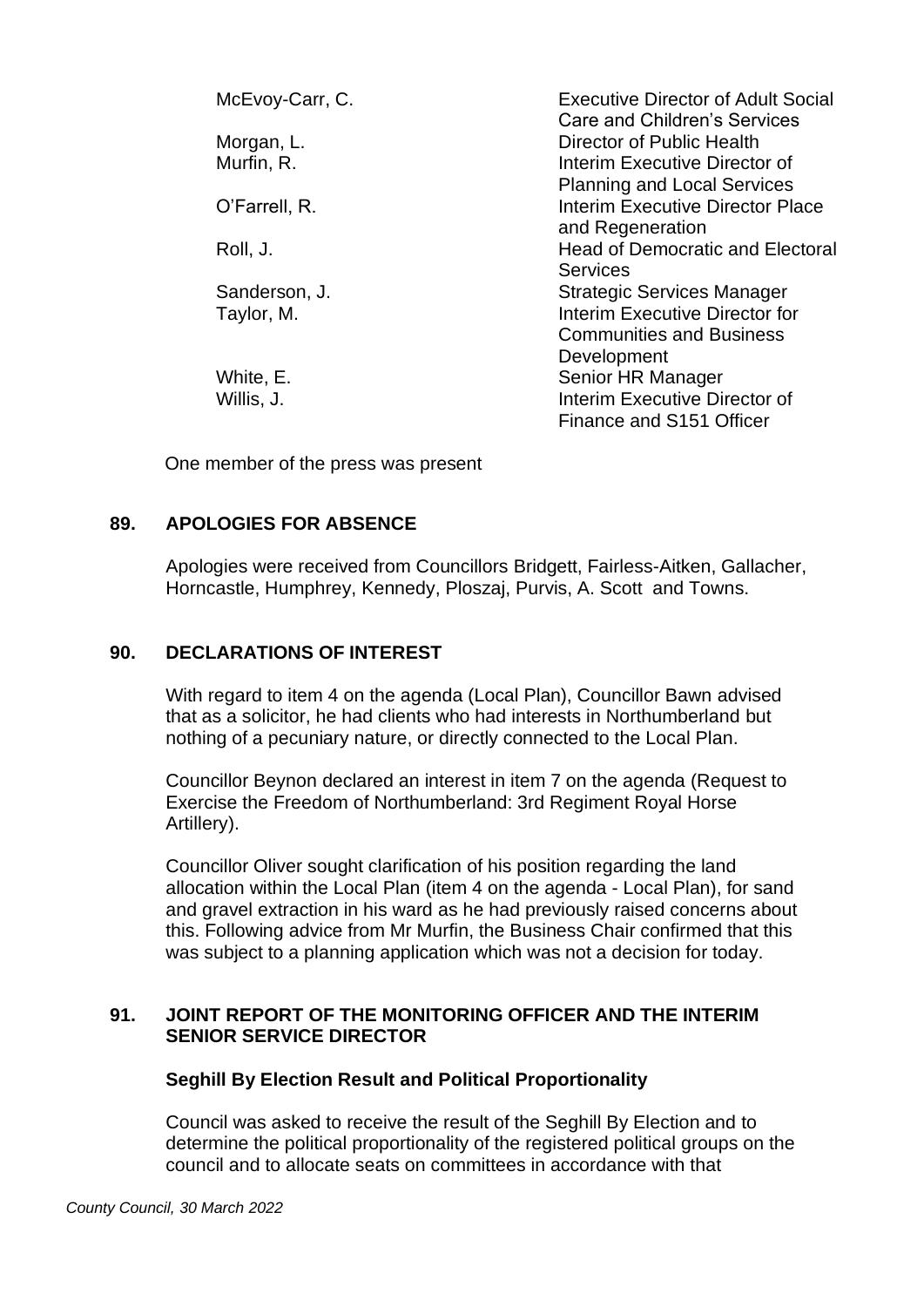| | |
|---|---|
| McEvoy-Carr, C. | Executive Director of Adult Social Care and Children's Services |
| Morgan, L. | Director of Public Health |
| Murfin, R. | Interim Executive Director of Planning and Local Services |
| O'Farrell, R. | Interim Executive Director Place and Regeneration |
| Roll, J. | Head of Democratic and Electoral Services |
| Sanderson, J. | Strategic Services Manager |
| Taylor, M. | Interim Executive Director for Communities and Business Development |
| White, E. | Senior HR Manager |
| Willis, J. | Interim Executive Director of Finance and S151 Officer |

One member of the press was present

## 89. APOLOGIES FOR ABSENCE

Apologies were received from Councillors Bridgett, Fairless-Aitken, Gallacher, Horncastle, Humphrey, Kennedy, Ploszaj, Purvis, A. Scott and Towns.

## 90. DECLARATIONS OF INTEREST

With regard to item 4 on the agenda (Local Plan), Councillor Bawn advised that as a solicitor, he had clients who had interests in Northumberland but nothing of a pecuniary nature, or directly connected to the Local Plan.

Councillor Beynon declared an interest in item 7 on the agenda (Request to Exercise the Freedom of Northumberland: 3rd Regiment Royal Horse Artillery).

Councillor Oliver sought clarification of his position regarding the land allocation within the Local Plan (item 4 on the agenda - Local Plan), for sand and gravel extraction in his ward as he had previously raised concerns about this. Following advice from Mr Murfin, the Business Chair confirmed that this was subject to a planning application which was not a decision for today.

## 91. JOINT REPORT OF THE MONITORING OFFICER AND THE INTERIM SENIOR SERVICE DIRECTOR

### Seghill By Election Result and Political Proportionality

Council was asked to receive the result of the Seghill By Election and to determine the political proportionality of the registered political groups on the council and to allocate seats on committees in accordance with that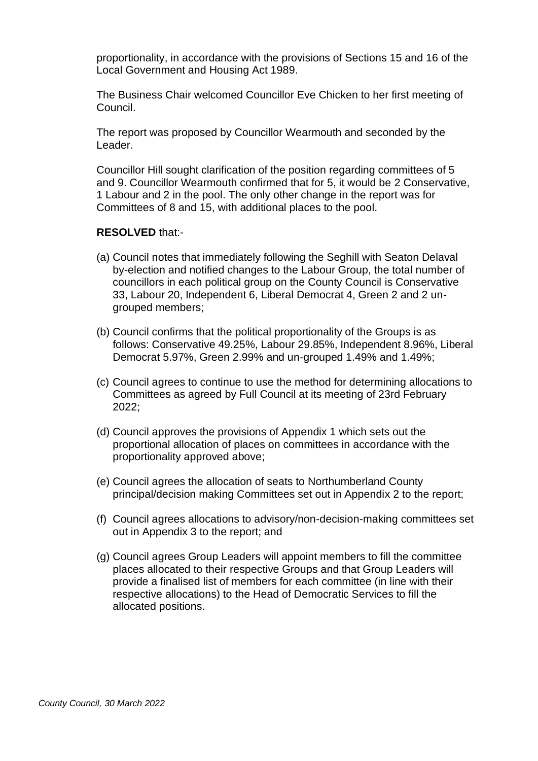proportionality, in accordance with the provisions of Sections 15 and 16 of the Local Government and Housing Act 1989.

The Business Chair welcomed Councillor Eve Chicken to her first meeting of Council.

The report was proposed by Councillor Wearmouth and seconded by the Leader.

Councillor Hill sought clarification of the position regarding committees of 5 and 9. Councillor Wearmouth confirmed that for 5, it would be 2 Conservative, 1 Labour and 2 in the pool. The only other change in the report was for Committees of 8 and 15, with additional places to the pool.

**RESOLVED** that:-

(a) Council notes that immediately following the Seghill with Seaton Delaval by-election and notified changes to the Labour Group, the total number of councillors in each political group on the County Council is Conservative 33, Labour 20, Independent 6, Liberal Democrat 4, Green 2 and 2 un-grouped members;

(b) Council confirms that the political proportionality of the Groups is as follows: Conservative 49.25%, Labour 29.85%, Independent 8.96%, Liberal Democrat 5.97%, Green 2.99% and un-grouped 1.49% and 1.49%;

(c) Council agrees to continue to use the method for determining allocations to Committees as agreed by Full Council at its meeting of 23rd February 2022;

(d) Council approves the provisions of Appendix 1 which sets out the proportional allocation of places on committees in accordance with the proportionality approved above;

(e) Council agrees the allocation of seats to Northumberland County principal/decision making Committees set out in Appendix 2 to the report;

(f) Council agrees allocations to advisory/non-decision-making committees set out in Appendix 3 to the report; and

(g) Council agrees Group Leaders will appoint members to fill the committee places allocated to their respective Groups and that Group Leaders will provide a finalised list of members for each committee (in line with their respective allocations) to the Head of Democratic Services to fill the allocated positions.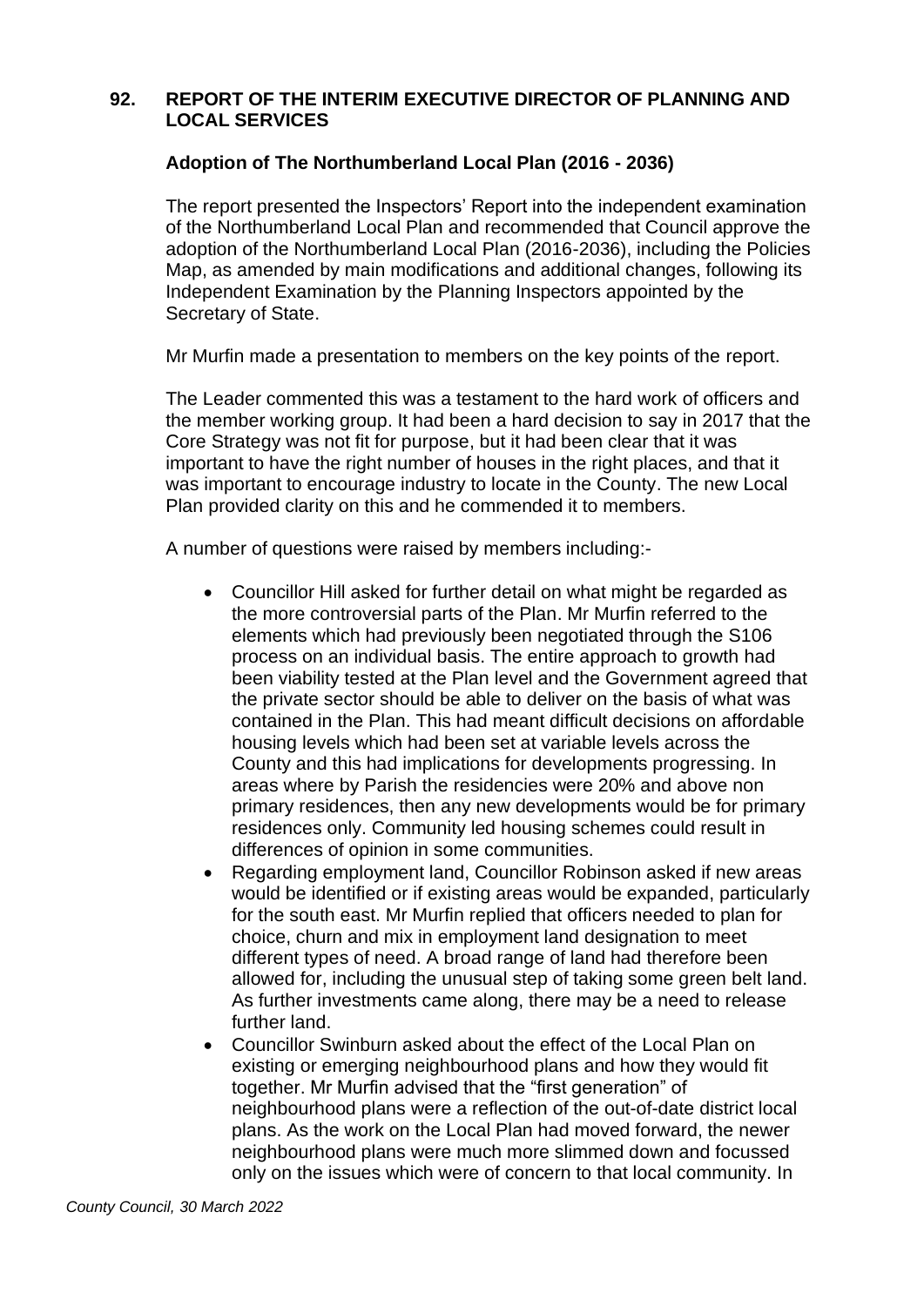## 92. REPORT OF THE INTERIM EXECUTIVE DIRECTOR OF PLANNING AND LOCAL SERVICES

### Adoption of The Northumberland Local Plan (2016 - 2036)

The report presented the Inspectors' Report into the independent examination of the Northumberland Local Plan and recommended that Council approve the adoption of the Northumberland Local Plan (2016-2036), including the Policies Map, as amended by main modifications and additional changes, following its Independent Examination by the Planning Inspectors appointed by the Secretary of State.

Mr Murfin made a presentation to members on the key points of the report.

The Leader commented this was a testament to the hard work of officers and the member working group. It had been a hard decision to say in 2017 that the Core Strategy was not fit for purpose, but it had been clear that it was important to have the right number of houses in the right places, and that it was important to encourage industry to locate in the County. The new Local Plan provided clarity on this and he commended it to members.

A number of questions were raised by members including:-

- Councillor Hill asked for further detail on what might be regarded as the more controversial parts of the Plan. Mr Murfin referred to the elements which had previously been negotiated through the S106 process on an individual basis. The entire approach to growth had been viability tested at the Plan level and the Government agreed that the private sector should be able to deliver on the basis of what was contained in the Plan. This had meant difficult decisions on affordable housing levels which had been set at variable levels across the County and this had implications for developments progressing. In areas where by Parish the residencies were 20% and above non primary residences, then any new developments would be for primary residences only. Community led housing schemes could result in differences of opinion in some communities.
- Regarding employment land, Councillor Robinson asked if new areas would be identified or if existing areas would be expanded, particularly for the south east. Mr Murfin replied that officers needed to plan for choice, churn and mix in employment land designation to meet different types of need. A broad range of land had therefore been allowed for, including the unusual step of taking some green belt land. As further investments came along, there may be a need to release further land.
- Councillor Swinburn asked about the effect of the Local Plan on existing or emerging neighbourhood plans and how they would fit together. Mr Murfin advised that the "first generation" of neighbourhood plans were a reflection of the out-of-date district local plans. As the work on the Local Plan had moved forward, the newer neighbourhood plans were much more slimmed down and focussed only on the issues which were of concern to that local community. In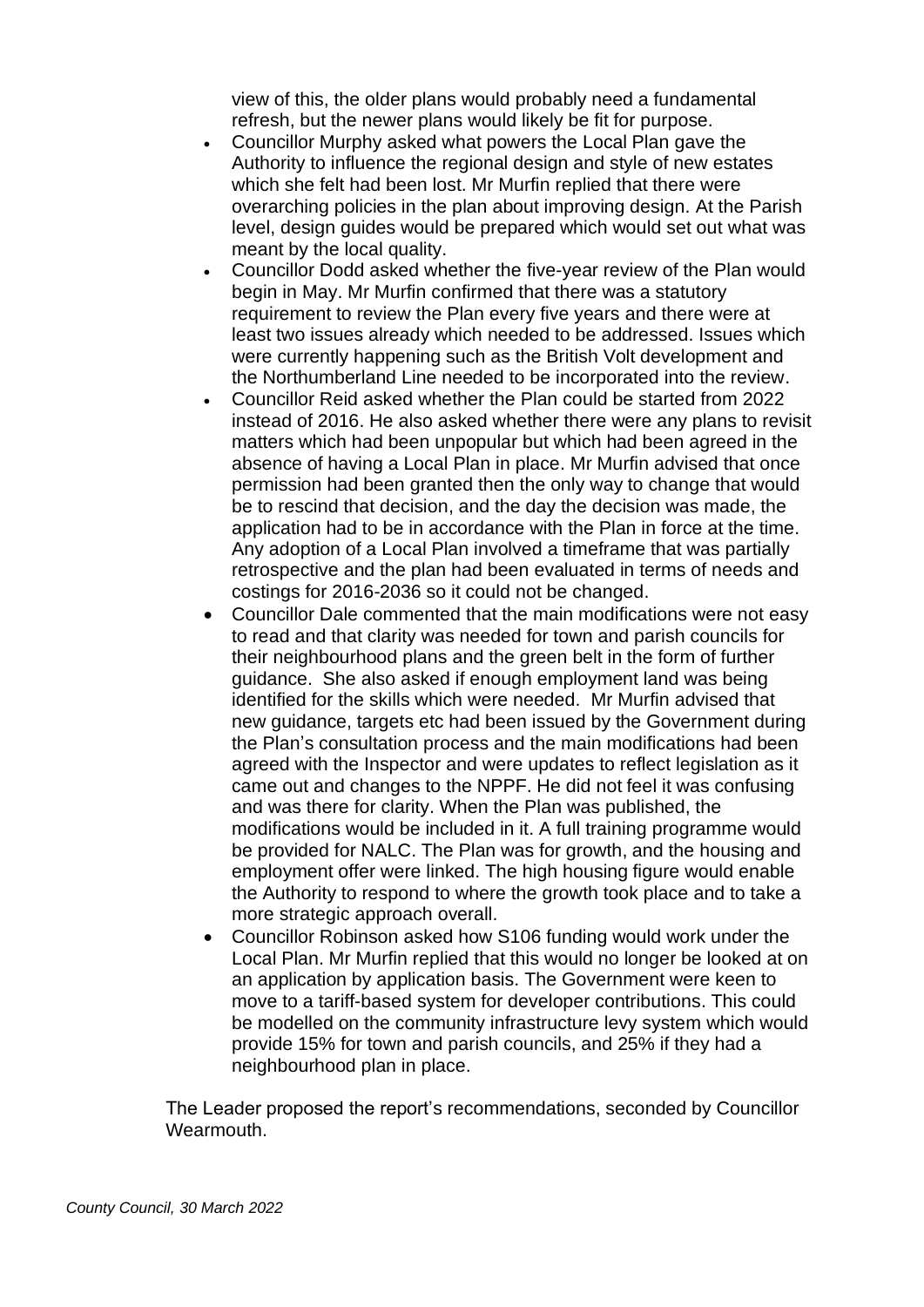view of this, the older plans would probably need a fundamental refresh, but the newer plans would likely be fit for purpose.

- Councillor Murphy asked what powers the Local Plan gave the Authority to influence the regional design and style of new estates which she felt had been lost. Mr Murfin replied that there were overarching policies in the plan about improving design. At the Parish level, design guides would be prepared which would set out what was meant by the local quality.
- Councillor Dodd asked whether the five-year review of the Plan would begin in May. Mr Murfin confirmed that there was a statutory requirement to review the Plan every five years and there were at least two issues already which needed to be addressed. Issues which were currently happening such as the British Volt development and the Northumberland Line needed to be incorporated into the review.
- Councillor Reid asked whether the Plan could be started from 2022 instead of 2016. He also asked whether there were any plans to revisit matters which had been unpopular but which had been agreed in the absence of having a Local Plan in place. Mr Murfin advised that once permission had been granted then the only way to change that would be to rescind that decision, and the day the decision was made, the application had to be in accordance with the Plan in force at the time. Any adoption of a Local Plan involved a timeframe that was partially retrospective and the plan had been evaluated in terms of needs and costings for 2016-2036 so it could not be changed.
- Councillor Dale commented that the main modifications were not easy to read and that clarity was needed for town and parish councils for their neighbourhood plans and the green belt in the form of further guidance. She also asked if enough employment land was being identified for the skills which were needed. Mr Murfin advised that new guidance, targets etc had been issued by the Government during the Plan's consultation process and the main modifications had been agreed with the Inspector and were updates to reflect legislation as it came out and changes to the NPPF. He did not feel it was confusing and was there for clarity. When the Plan was published, the modifications would be included in it. A full training programme would be provided for NALC. The Plan was for growth, and the housing and employment offer were linked. The high housing figure would enable the Authority to respond to where the growth took place and to take a more strategic approach overall.
- Councillor Robinson asked how S106 funding would work under the Local Plan. Mr Murfin replied that this would no longer be looked at on an application by application basis. The Government were keen to move to a tariff-based system for developer contributions. This could be modelled on the community infrastructure levy system which would provide 15% for town and parish councils, and 25% if they had a neighbourhood plan in place.

The Leader proposed the report's recommendations, seconded by Councillor Wearmouth.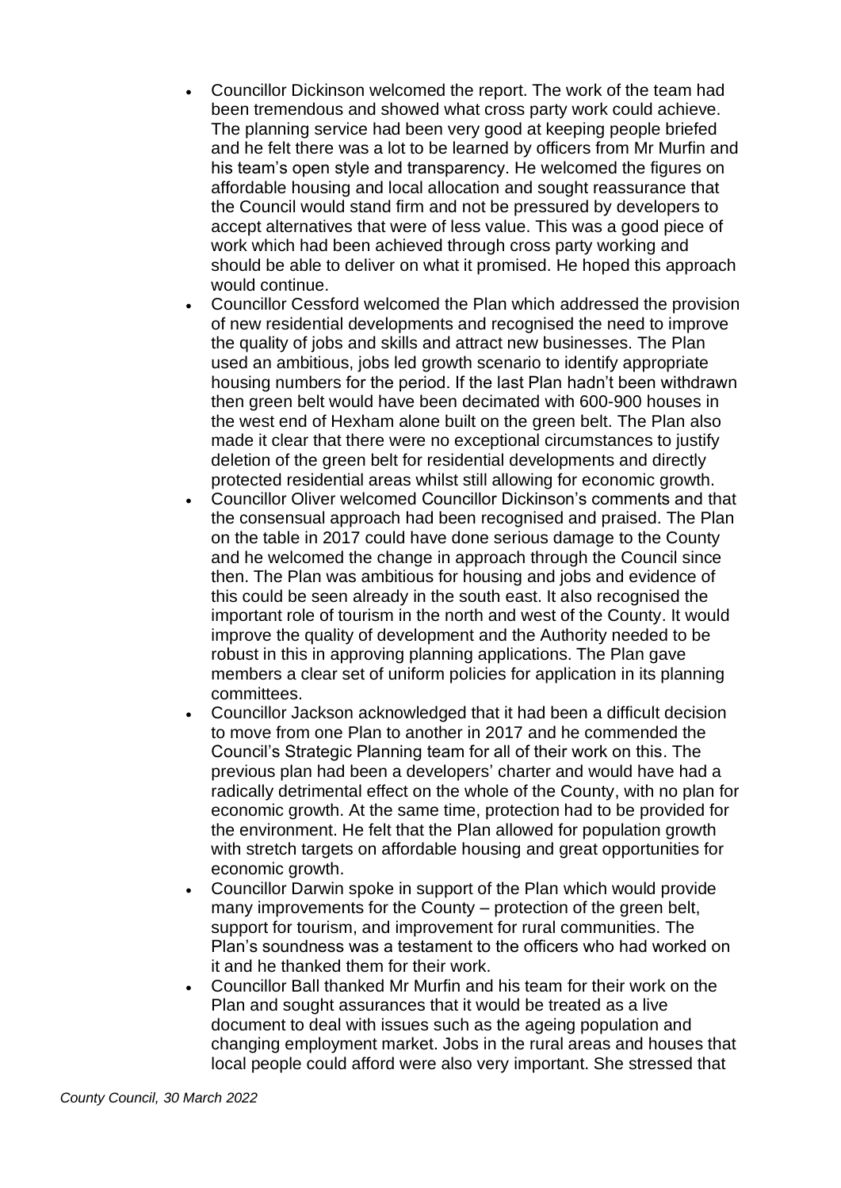- Councillor Dickinson welcomed the report. The work of the team had been tremendous and showed what cross party work could achieve. The planning service had been very good at keeping people briefed and he felt there was a lot to be learned by officers from Mr Murfin and his team's open style and transparency. He welcomed the figures on affordable housing and local allocation and sought reassurance that the Council would stand firm and not be pressured by developers to accept alternatives that were of less value. This was a good piece of work which had been achieved through cross party working and should be able to deliver on what it promised. He hoped this approach would continue.
- Councillor Cessford welcomed the Plan which addressed the provision of new residential developments and recognised the need to improve the quality of jobs and skills and attract new businesses. The Plan used an ambitious, jobs led growth scenario to identify appropriate housing numbers for the period. If the last Plan hadn't been withdrawn then green belt would have been decimated with 600-900 houses in the west end of Hexham alone built on the green belt. The Plan also made it clear that there were no exceptional circumstances to justify deletion of the green belt for residential developments and directly protected residential areas whilst still allowing for economic growth.
- Councillor Oliver welcomed Councillor Dickinson's comments and that the consensual approach had been recognised and praised. The Plan on the table in 2017 could have done serious damage to the County and he welcomed the change in approach through the Council since then. The Plan was ambitious for housing and jobs and evidence of this could be seen already in the south east. It also recognised the important role of tourism in the north and west of the County. It would improve the quality of development and the Authority needed to be robust in this in approving planning applications. The Plan gave members a clear set of uniform policies for application in its planning committees.
- Councillor Jackson acknowledged that it had been a difficult decision to move from one Plan to another in 2017 and he commended the Council's Strategic Planning team for all of their work on this. The previous plan had been a developers' charter and would have had a radically detrimental effect on the whole of the County, with no plan for economic growth. At the same time, protection had to be provided for the environment. He felt that the Plan allowed for population growth with stretch targets on affordable housing and great opportunities for economic growth.
- Councillor Darwin spoke in support of the Plan which would provide many improvements for the County – protection of the green belt, support for tourism, and improvement for rural communities. The Plan's soundness was a testament to the officers who had worked on it and he thanked them for their work.
- Councillor Ball thanked Mr Murfin and his team for their work on the Plan and sought assurances that it would be treated as a live document to deal with issues such as the ageing population and changing employment market. Jobs in the rural areas and houses that local people could afford were also very important. She stressed that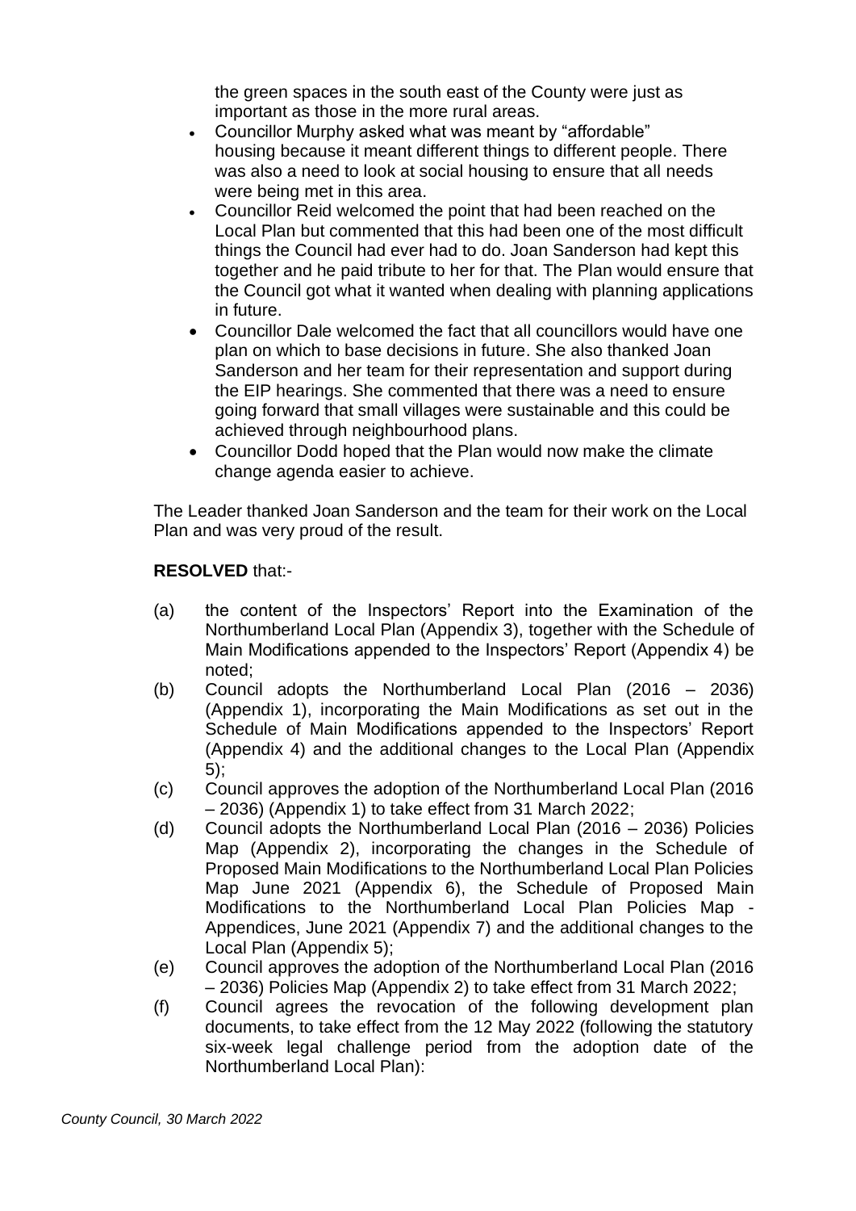the green spaces in the south east of the County were just as important as those in the more rural areas.

- Councillor Murphy asked what was meant by "affordable" housing because it meant different things to different people. There was also a need to look at social housing to ensure that all needs were being met in this area.
- Councillor Reid welcomed the point that had been reached on the Local Plan but commented that this had been one of the most difficult things the Council had ever had to do. Joan Sanderson had kept this together and he paid tribute to her for that. The Plan would ensure that the Council got what it wanted when dealing with planning applications in future.
- Councillor Dale welcomed the fact that all councillors would have one plan on which to base decisions in future. She also thanked Joan Sanderson and her team for their representation and support during the EIP hearings. She commented that there was a need to ensure going forward that small villages were sustainable and this could be achieved through neighbourhood plans.
- Councillor Dodd hoped that the Plan would now make the climate change agenda easier to achieve.

The Leader thanked Joan Sanderson and the team for their work on the Local Plan and was very proud of the result.

**RESOLVED** that:-

(a) the content of the Inspectors' Report into the Examination of the Northumberland Local Plan (Appendix 3), together with the Schedule of Main Modifications appended to the Inspectors' Report (Appendix 4) be noted;

(b) Council adopts the Northumberland Local Plan (2016 – 2036) (Appendix 1), incorporating the Main Modifications as set out in the Schedule of Main Modifications appended to the Inspectors' Report (Appendix 4) and the additional changes to the Local Plan (Appendix 5);

(c) Council approves the adoption of the Northumberland Local Plan (2016 – 2036) (Appendix 1) to take effect from 31 March 2022;

(d) Council adopts the Northumberland Local Plan (2016 – 2036) Policies Map (Appendix 2), incorporating the changes in the Schedule of Proposed Main Modifications to the Northumberland Local Plan Policies Map June 2021 (Appendix 6), the Schedule of Proposed Main Modifications to the Northumberland Local Plan Policies Map - Appendices, June 2021 (Appendix 7) and the additional changes to the Local Plan (Appendix 5);

(e) Council approves the adoption of the Northumberland Local Plan (2016 – 2036) Policies Map (Appendix 2) to take effect from 31 March 2022;

(f) Council agrees the revocation of the following development plan documents, to take effect from the 12 May 2022 (following the statutory six-week legal challenge period from the adoption date of the Northumberland Local Plan):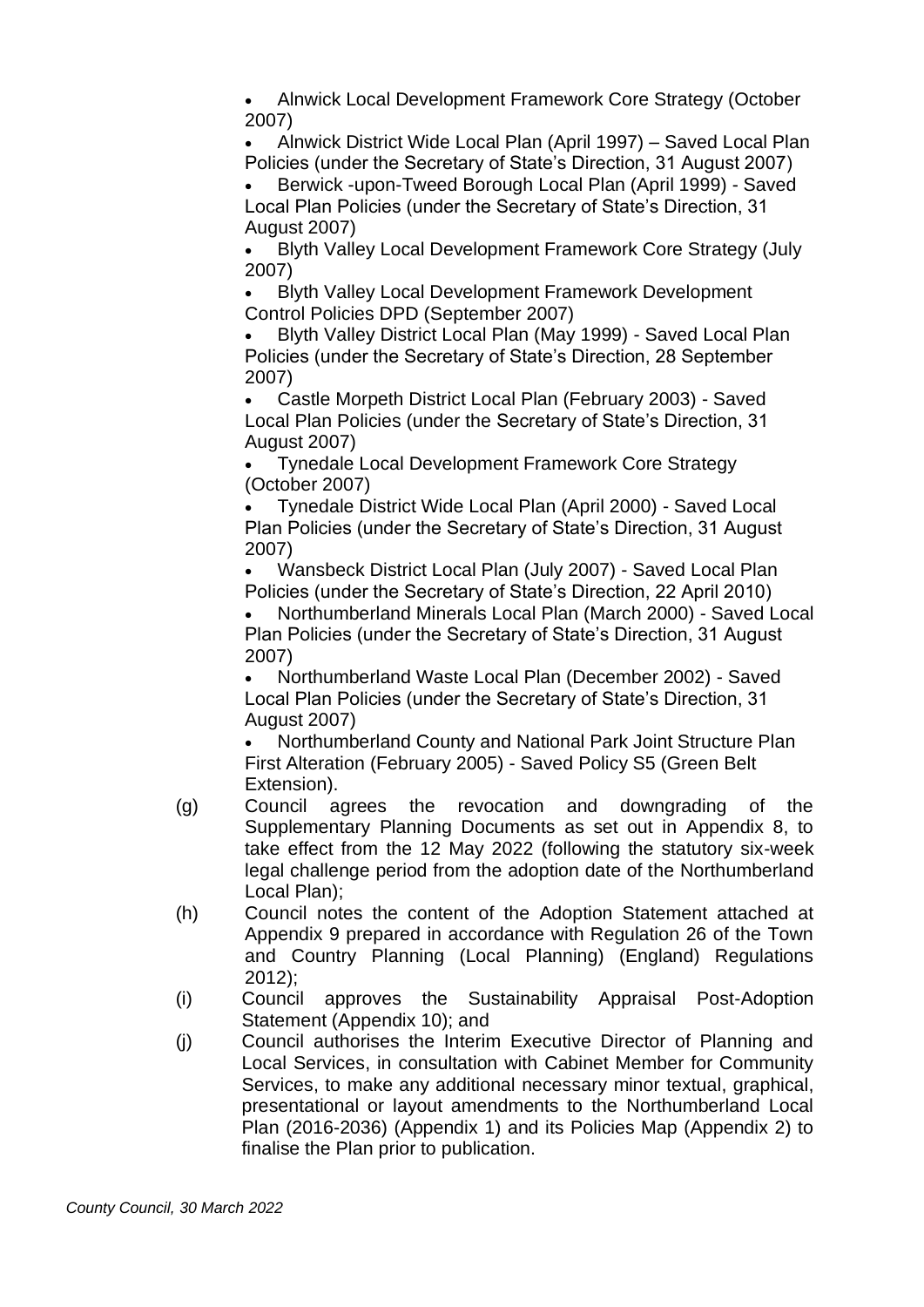- Alnwick Local Development Framework Core Strategy (October 2007)
- Alnwick District Wide Local Plan (April 1997) – Saved Local Plan Policies (under the Secretary of State's Direction, 31 August 2007)
- Berwick -upon-Tweed Borough Local Plan (April 1999) - Saved Local Plan Policies (under the Secretary of State's Direction, 31 August 2007)
- Blyth Valley Local Development Framework Core Strategy (July 2007)
- Blyth Valley Local Development Framework Development Control Policies DPD (September 2007)
- Blyth Valley District Local Plan (May 1999) - Saved Local Plan Policies (under the Secretary of State's Direction, 28 September 2007)
- Castle Morpeth District Local Plan (February 2003) - Saved Local Plan Policies (under the Secretary of State's Direction, 31 August 2007)
- Tynedale Local Development Framework Core Strategy (October 2007)
- Tynedale District Wide Local Plan (April 2000) - Saved Local Plan Policies (under the Secretary of State's Direction, 31 August 2007)
- Wansbeck District Local Plan (July 2007) - Saved Local Plan Policies (under the Secretary of State's Direction, 22 April 2010)
- Northumberland Minerals Local Plan (March 2000) - Saved Local Plan Policies (under the Secretary of State's Direction, 31 August 2007)
- Northumberland Waste Local Plan (December 2002) - Saved Local Plan Policies (under the Secretary of State's Direction, 31 August 2007)
- Northumberland County and National Park Joint Structure Plan First Alteration (February 2005) - Saved Policy S5 (Green Belt Extension).

(g) Council agrees the revocation and downgrading of the Supplementary Planning Documents as set out in Appendix 8, to take effect from the 12 May 2022 (following the statutory six-week legal challenge period from the adoption date of the Northumberland Local Plan);

(h) Council notes the content of the Adoption Statement attached at Appendix 9 prepared in accordance with Regulation 26 of the Town and Country Planning (Local Planning) (England) Regulations 2012);

(i) Council approves the Sustainability Appraisal Post-Adoption Statement (Appendix 10); and

(j) Council authorises the Interim Executive Director of Planning and Local Services, in consultation with Cabinet Member for Community Services, to make any additional necessary minor textual, graphical, presentational or layout amendments to the Northumberland Local Plan (2016-2036) (Appendix 1) and its Policies Map (Appendix 2) to finalise the Plan prior to publication.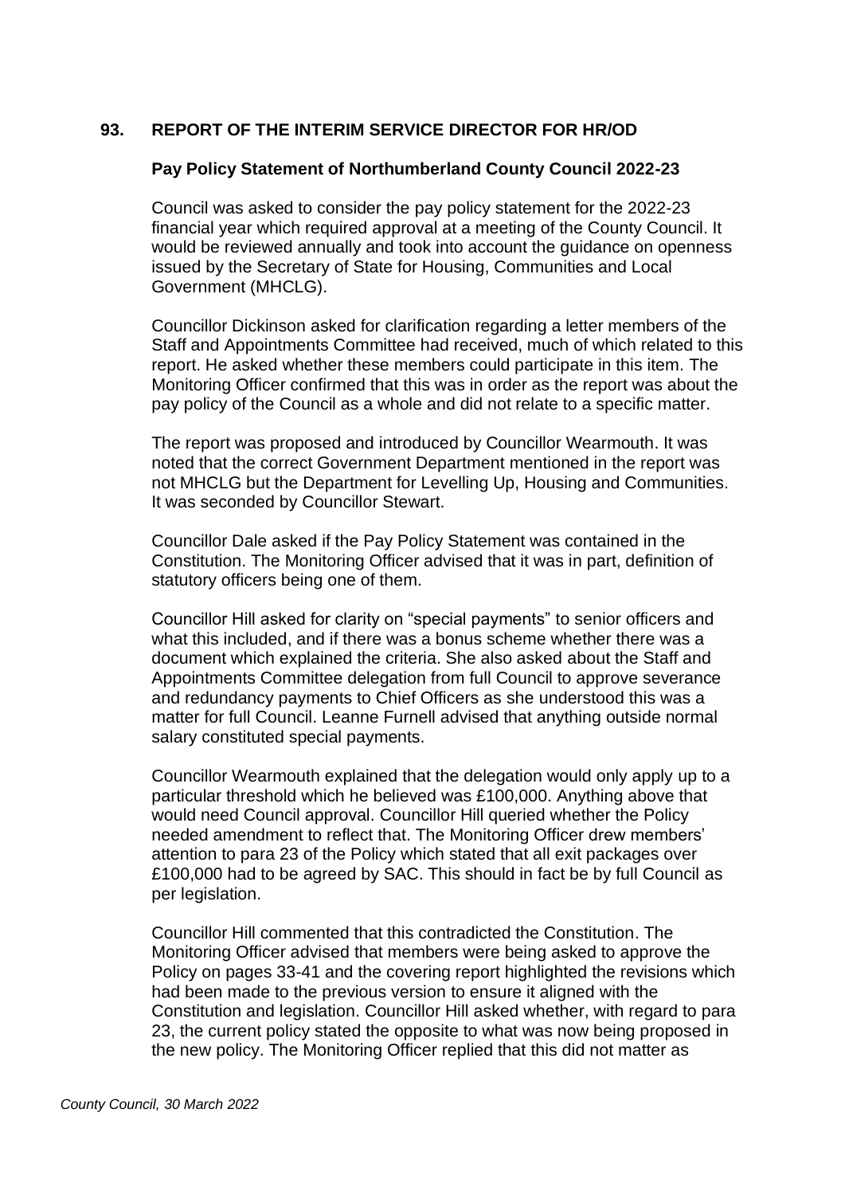## 93. REPORT OF THE INTERIM SERVICE DIRECTOR FOR HR/OD

### Pay Policy Statement of Northumberland County Council 2022-23

Council was asked to consider the pay policy statement for the 2022-23 financial year which required approval at a meeting of the County Council. It would be reviewed annually and took into account the guidance on openness issued by the Secretary of State for Housing, Communities and Local Government (MHCLG).

Councillor Dickinson asked for clarification regarding a letter members of the Staff and Appointments Committee had received, much of which related to this report. He asked whether these members could participate in this item. The Monitoring Officer confirmed that this was in order as the report was about the pay policy of the Council as a whole and did not relate to a specific matter.

The report was proposed and introduced by Councillor Wearmouth. It was noted that the correct Government Department mentioned in the report was not MHCLG but the Department for Levelling Up, Housing and Communities. It was seconded by Councillor Stewart.

Councillor Dale asked if the Pay Policy Statement was contained in the Constitution. The Monitoring Officer advised that it was in part, definition of statutory officers being one of them.

Councillor Hill asked for clarity on "special payments" to senior officers and what this included, and if there was a bonus scheme whether there was a document which explained the criteria. She also asked about the Staff and Appointments Committee delegation from full Council to approve severance and redundancy payments to Chief Officers as she understood this was a matter for full Council. Leanne Furnell advised that anything outside normal salary constituted special payments.

Councillor Wearmouth explained that the delegation would only apply up to a particular threshold which he believed was £100,000. Anything above that would need Council approval. Councillor Hill queried whether the Policy needed amendment to reflect that. The Monitoring Officer drew members' attention to para 23 of the Policy which stated that all exit packages over £100,000 had to be agreed by SAC. This should in fact be by full Council as per legislation.

Councillor Hill commented that this contradicted the Constitution. The Monitoring Officer advised that members were being asked to approve the Policy on pages 33-41 and the covering report highlighted the revisions which had been made to the previous version to ensure it aligned with the Constitution and legislation. Councillor Hill asked whether, with regard to para 23, the current policy stated the opposite to what was now being proposed in the new policy. The Monitoring Officer replied that this did not matter as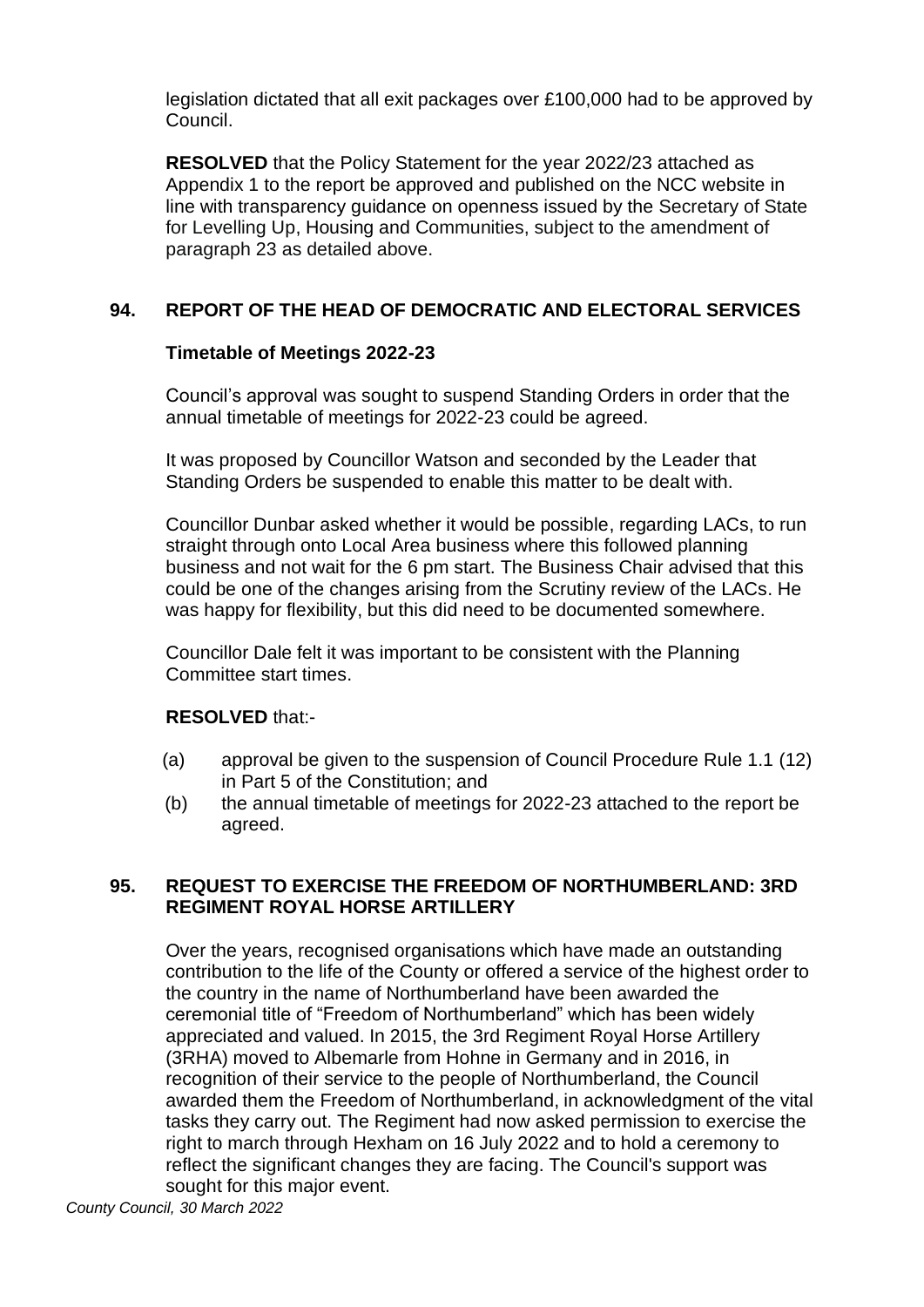legislation dictated that all exit packages over £100,000 had to be approved by Council.

**RESOLVED** that the Policy Statement for the year 2022/23 attached as Appendix 1 to the report be approved and published on the NCC website in line with transparency guidance on openness issued by the Secretary of State for Levelling Up, Housing and Communities, subject to the amendment of paragraph 23 as detailed above.

## 94. REPORT OF THE HEAD OF DEMOCRATIC AND ELECTORAL SERVICES

### Timetable of Meetings 2022-23

Council's approval was sought to suspend Standing Orders in order that the annual timetable of meetings for 2022-23 could be agreed.

It was proposed by Councillor Watson and seconded by the Leader that Standing Orders be suspended to enable this matter to be dealt with.

Councillor Dunbar asked whether it would be possible, regarding LACs, to run straight through onto Local Area business where this followed planning business and not wait for the 6 pm start. The Business Chair advised that this could be one of the changes arising from the Scrutiny review of the LACs. He was happy for flexibility, but this did need to be documented somewhere.

Councillor Dale felt it was important to be consistent with the Planning Committee start times.

**RESOLVED** that:-

(a) approval be given to the suspension of Council Procedure Rule 1.1 (12) in Part 5 of the Constitution; and

(b) the annual timetable of meetings for 2022-23 attached to the report be agreed.

## 95. REQUEST TO EXERCISE THE FREEDOM OF NORTHUMBERLAND: 3RD REGIMENT ROYAL HORSE ARTILLERY

Over the years, recognised organisations which have made an outstanding contribution to the life of the County or offered a service of the highest order to the country in the name of Northumberland have been awarded the ceremonial title of "Freedom of Northumberland" which has been widely appreciated and valued. In 2015, the 3rd Regiment Royal Horse Artillery (3RHA) moved to Albemarle from Hohne in Germany and in 2016, in recognition of their service to the people of Northumberland, the Council awarded them the Freedom of Northumberland, in acknowledgment of the vital tasks they carry out. The Regiment had now asked permission to exercise the right to march through Hexham on 16 July 2022 and to hold a ceremony to reflect the significant changes they are facing. The Council's support was sought for this major event.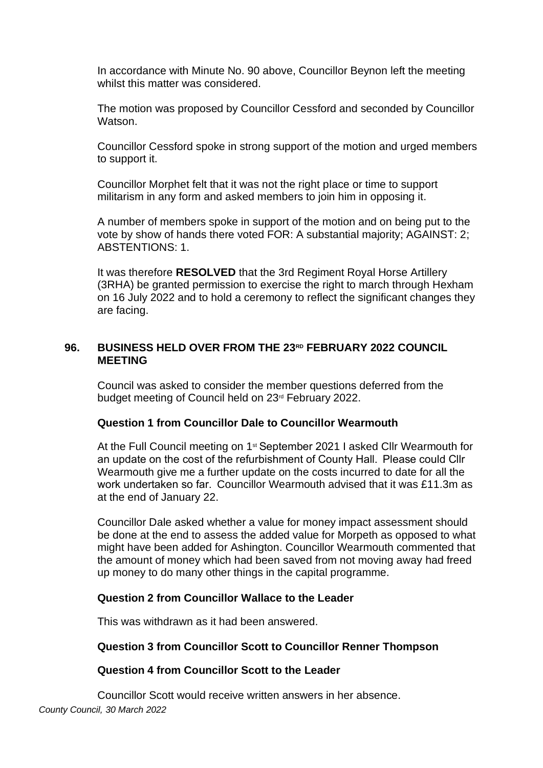In accordance with Minute No. 90 above, Councillor Beynon left the meeting whilst this matter was considered.

The motion was proposed by Councillor Cessford and seconded by Councillor Watson.

Councillor Cessford spoke in strong support of the motion and urged members to support it.

Councillor Morphet felt that it was not the right place or time to support militarism in any form and asked members to join him in opposing it.

A number of members spoke in support of the motion and on being put to the vote by show of hands there voted FOR: A substantial majority; AGAINST: 2; ABSTENTIONS: 1.

It was therefore **RESOLVED** that the 3rd Regiment Royal Horse Artillery (3RHA) be granted permission to exercise the right to march through Hexham on 16 July 2022 and to hold a ceremony to reflect the significant changes they are facing.

## 96. BUSINESS HELD OVER FROM THE 23RD FEBRUARY 2022 COUNCIL MEETING

Council was asked to consider the member questions deferred from the budget meeting of Council held on 23rd February 2022.

**Question 1 from Councillor Dale to Councillor Wearmouth**

At the Full Council meeting on 1st September 2021 I asked Cllr Wearmouth for an update on the cost of the refurbishment of County Hall. Please could Cllr Wearmouth give me a further update on the costs incurred to date for all the work undertaken so far. Councillor Wearmouth advised that it was £11.3m as at the end of January 22.

Councillor Dale asked whether a value for money impact assessment should be done at the end to assess the added value for Morpeth as opposed to what might have been added for Ashington. Councillor Wearmouth commented that the amount of money which had been saved from not moving away had freed up money to do many other things in the capital programme.

**Question 2 from Councillor Wallace to the Leader**

This was withdrawn as it had been answered.

**Question 3 from Councillor Scott to Councillor Renner Thompson**

**Question 4 from Councillor Scott to the Leader**

Councillor Scott would receive written answers in her absence.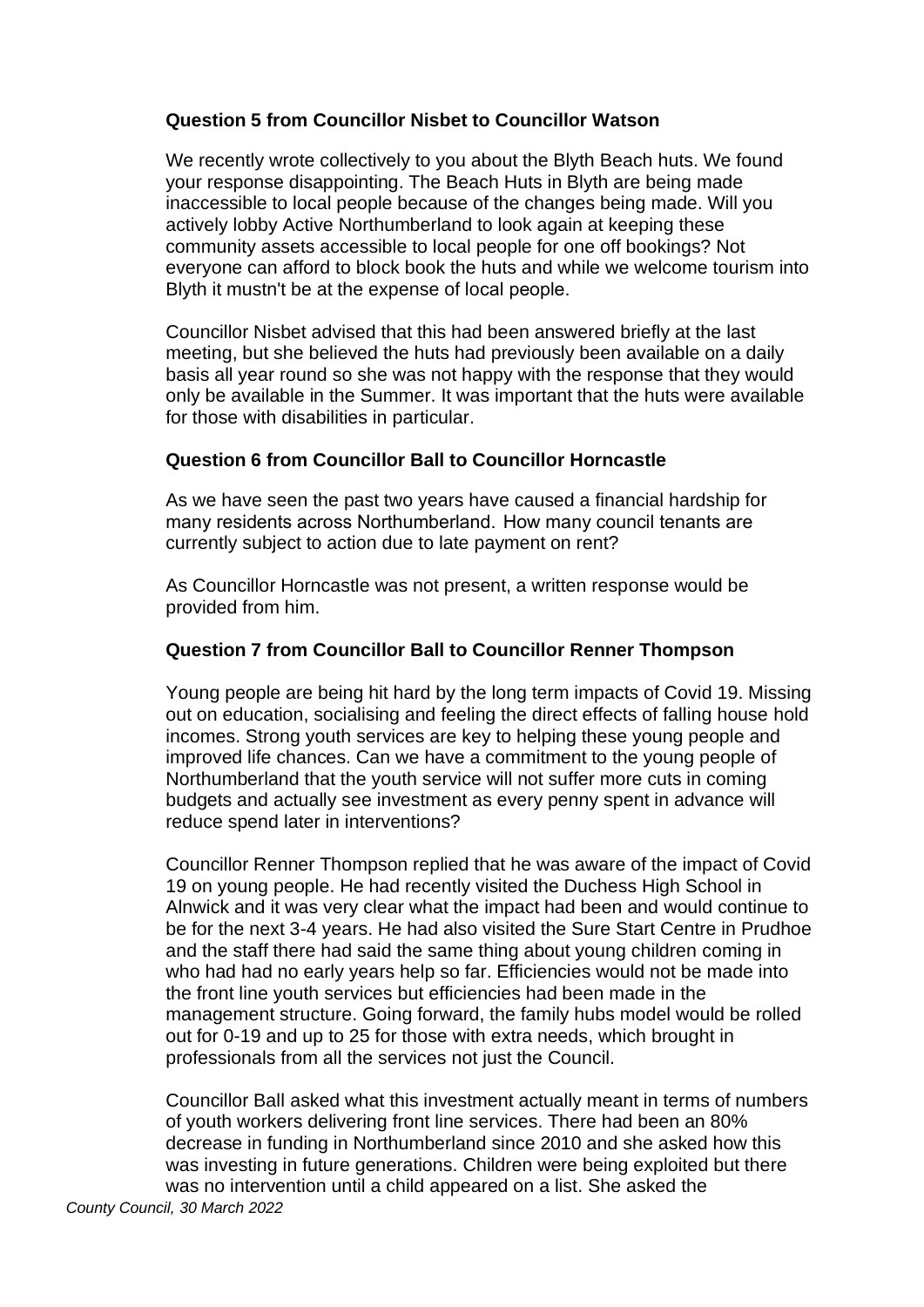**Question 5 from Councillor Nisbet to Councillor Watson**

We recently wrote collectively to you about the Blyth Beach huts. We found your response disappointing. The Beach Huts in Blyth are being made inaccessible to local people because of the changes being made. Will you actively lobby Active Northumberland to look again at keeping these community assets accessible to local people for one off bookings? Not everyone can afford to block book the huts and while we welcome tourism into Blyth it mustn't be at the expense of local people.

Councillor Nisbet advised that this had been answered briefly at the last meeting, but she believed the huts had previously been available on a daily basis all year round so she was not happy with the response that they would only be available in the Summer. It was important that the huts were available for those with disabilities in particular.

**Question 6 from Councillor Ball to Councillor Horncastle**

As we have seen the past two years have caused a financial hardship for many residents across Northumberland. How many council tenants are currently subject to action due to late payment on rent?

As Councillor Horncastle was not present, a written response would be provided from him.

**Question 7 from Councillor Ball to Councillor Renner Thompson**

Young people are being hit hard by the long term impacts of Covid 19. Missing out on education, socialising and feeling the direct effects of falling house hold incomes. Strong youth services are key to helping these young people and improved life chances. Can we have a commitment to the young people of Northumberland that the youth service will not suffer more cuts in coming budgets and actually see investment as every penny spent in advance will reduce spend later in interventions?

Councillor Renner Thompson replied that he was aware of the impact of Covid 19 on young people. He had recently visited the Duchess High School in Alnwick and it was very clear what the impact had been and would continue to be for the next 3-4 years. He had also visited the Sure Start Centre in Prudhoe and the staff there had said the same thing about young children coming in who had had no early years help so far. Efficiencies would not be made into the front line youth services but efficiencies had been made in the management structure. Going forward, the family hubs model would be rolled out for 0-19 and up to 25 for those with extra needs, which brought in professionals from all the services not just the Council.

Councillor Ball asked what this investment actually meant in terms of numbers of youth workers delivering front line services. There had been an 80% decrease in funding in Northumberland since 2010 and she asked how this was investing in future generations. Children were being exploited but there was no intervention until a child appeared on a list. She asked the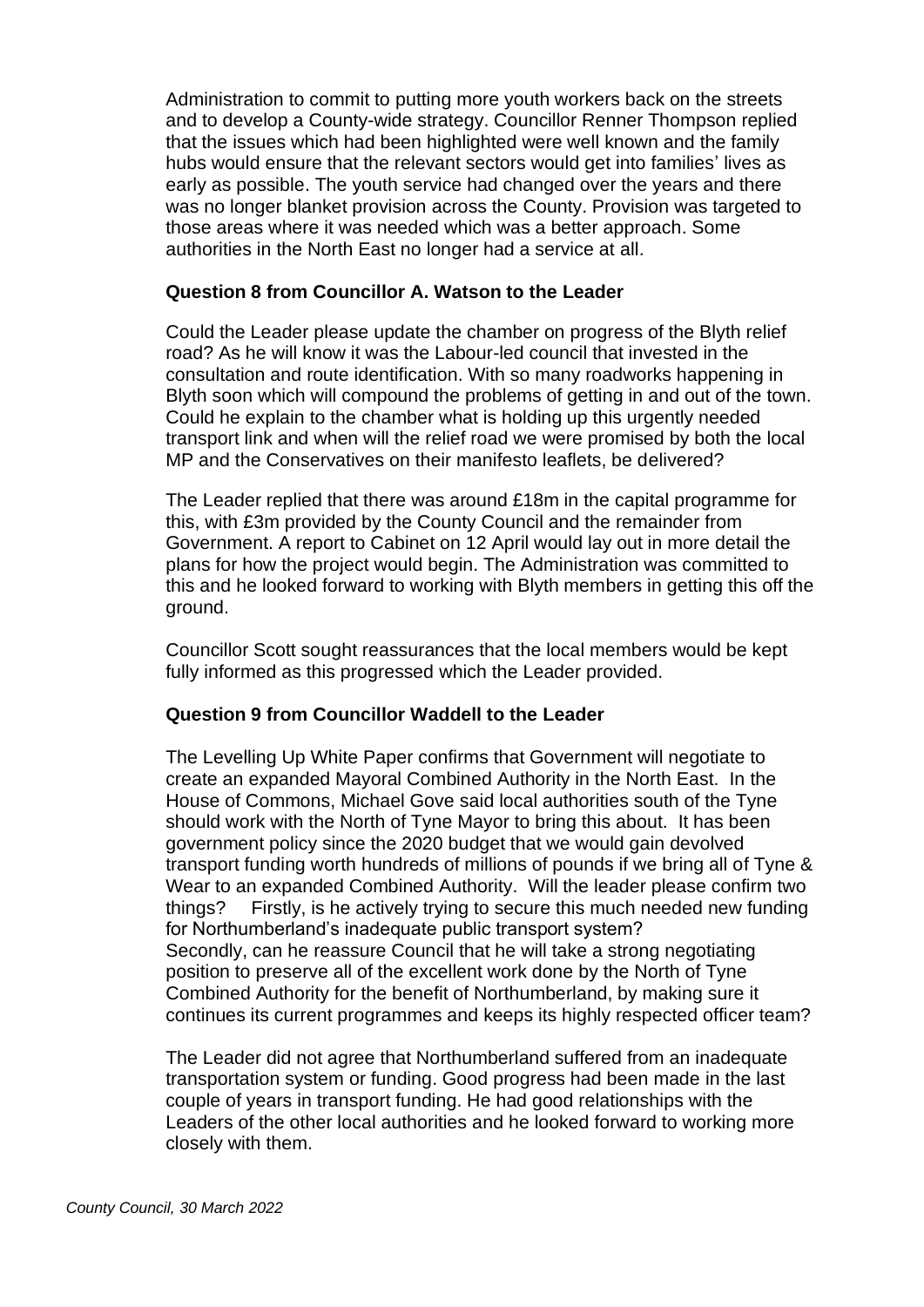Administration to commit to putting more youth workers back on the streets and to develop a County-wide strategy. Councillor Renner Thompson replied that the issues which had been highlighted were well known and the family hubs would ensure that the relevant sectors would get into families' lives as early as possible. The youth service had changed over the years and there was no longer blanket provision across the County. Provision was targeted to those areas where it was needed which was a better approach. Some authorities in the North East no longer had a service at all.

**Question 8 from Councillor A. Watson to the Leader**

Could the Leader please update the chamber on progress of the Blyth relief road? As he will know it was the Labour-led council that invested in the consultation and route identification. With so many roadworks happening in Blyth soon which will compound the problems of getting in and out of the town. Could he explain to the chamber what is holding up this urgently needed transport link and when will the relief road we were promised by both the local MP and the Conservatives on their manifesto leaflets, be delivered?

The Leader replied that there was around £18m in the capital programme for this, with £3m provided by the County Council and the remainder from Government. A report to Cabinet on 12 April would lay out in more detail the plans for how the project would begin. The Administration was committed to this and he looked forward to working with Blyth members in getting this off the ground.

Councillor Scott sought reassurances that the local members would be kept fully informed as this progressed which the Leader provided.

**Question 9 from Councillor Waddell to the Leader**

The Levelling Up White Paper confirms that Government will negotiate to create an expanded Mayoral Combined Authority in the North East. In the House of Commons, Michael Gove said local authorities south of the Tyne should work with the North of Tyne Mayor to bring this about. It has been government policy since the 2020 budget that we would gain devolved transport funding worth hundreds of millions of pounds if we bring all of Tyne & Wear to an expanded Combined Authority. Will the leader please confirm two things? Firstly, is he actively trying to secure this much needed new funding for Northumberland's inadequate public transport system?
Secondly, can he reassure Council that he will take a strong negotiating position to preserve all of the excellent work done by the North of Tyne Combined Authority for the benefit of Northumberland, by making sure it continues its current programmes and keeps its highly respected officer team?

The Leader did not agree that Northumberland suffered from an inadequate transportation system or funding. Good progress had been made in the last couple of years in transport funding. He had good relationships with the Leaders of the other local authorities and he looked forward to working more closely with them.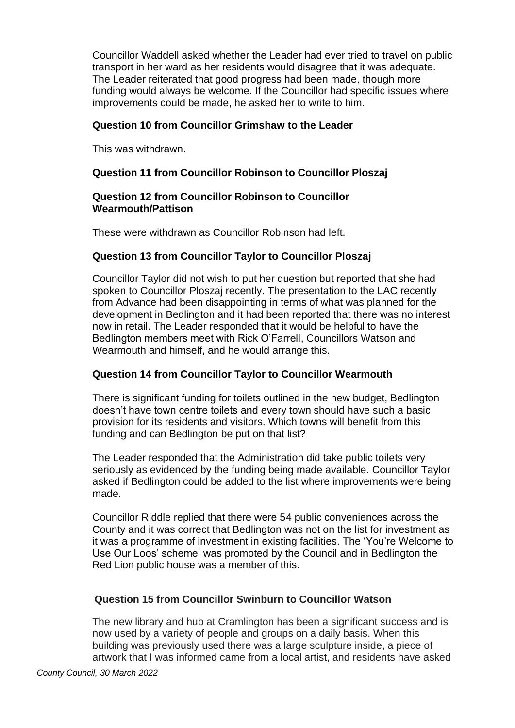Councillor Waddell asked whether the Leader had ever tried to travel on public transport in her ward as her residents would disagree that it was adequate. The Leader reiterated that good progress had been made, though more funding would always be welcome. If the Councillor had specific issues where improvements could be made, he asked her to write to him.

**Question 10 from Councillor Grimshaw to the Leader**

This was withdrawn.

**Question 11 from Councillor Robinson to Councillor Ploszaj**

**Question 12 from Councillor Robinson to Councillor Wearmouth/Pattison**

These were withdrawn as Councillor Robinson had left.

**Question 13 from Councillor Taylor to Councillor Ploszaj**

Councillor Taylor did not wish to put her question but reported that she had spoken to Councillor Ploszaj recently. The presentation to the LAC recently from Advance had been disappointing in terms of what was planned for the development in Bedlington and it had been reported that there was no interest now in retail. The Leader responded that it would be helpful to have the Bedlington members meet with Rick O'Farrell, Councillors Watson and Wearmouth and himself, and he would arrange this.

**Question 14 from Councillor Taylor to Councillor Wearmouth**

There is significant funding for toilets outlined in the new budget, Bedlington doesn't have town centre toilets and every town should have such a basic provision for its residents and visitors. Which towns will benefit from this funding and can Bedlington be put on that list?

The Leader responded that the Administration did take public toilets very seriously as evidenced by the funding being made available. Councillor Taylor asked if Bedlington could be added to the list where improvements were being made.

Councillor Riddle replied that there were 54 public conveniences across the County and it was correct that Bedlington was not on the list for investment as it was a programme of investment in existing facilities. The 'You're Welcome to Use Our Loos' scheme' was promoted by the Council and in Bedlington the Red Lion public house was a member of this.

**Question 15 from Councillor Swinburn to Councillor Watson**

The new library and hub at Cramlington has been a significant success and is now used by a variety of people and groups on a daily basis. When this building was previously used there was a large sculpture inside, a piece of artwork that I was informed came from a local artist, and residents have asked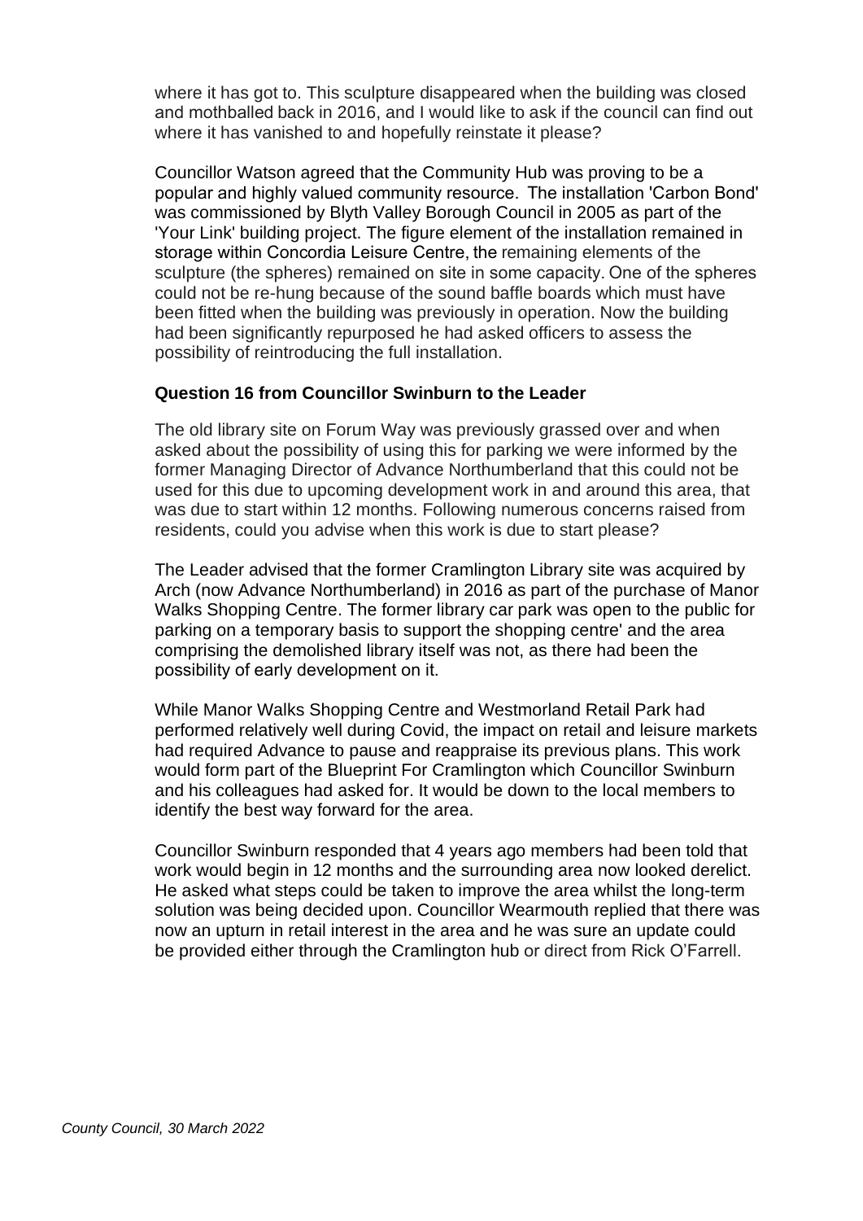where it has got to. This sculpture disappeared when the building was closed and mothballed back in 2016, and I would like to ask if the council can find out where it has vanished to and hopefully reinstate it please?

Councillor Watson agreed that the Community Hub was proving to be a popular and highly valued community resource. The installation 'Carbon Bond' was commissioned by Blyth Valley Borough Council in 2005 as part of the 'Your Link' building project. The figure element of the installation remained in storage within Concordia Leisure Centre, the remaining elements of the sculpture (the spheres) remained on site in some capacity. One of the spheres could not be re-hung because of the sound baffle boards which must have been fitted when the building was previously in operation. Now the building had been significantly repurposed he had asked officers to assess the possibility of reintroducing the full installation.

**Question 16 from Councillor Swinburn to the Leader**

The old library site on Forum Way was previously grassed over and when asked about the possibility of using this for parking we were informed by the former Managing Director of Advance Northumberland that this could not be used for this due to upcoming development work in and around this area, that was due to start within 12 months. Following numerous concerns raised from residents, could you advise when this work is due to start please?

The Leader advised that the former Cramlington Library site was acquired by Arch (now Advance Northumberland) in 2016 as part of the purchase of Manor Walks Shopping Centre. The former library car park was open to the public for parking on a temporary basis to support the shopping centre' and the area comprising the demolished library itself was not, as there had been the possibility of early development on it.

While Manor Walks Shopping Centre and Westmorland Retail Park had performed relatively well during Covid, the impact on retail and leisure markets had required Advance to pause and reappraise its previous plans. This work would form part of the Blueprint For Cramlington which Councillor Swinburn and his colleagues had asked for. It would be down to the local members to identify the best way forward for the area.

Councillor Swinburn responded that 4 years ago members had been told that work would begin in 12 months and the surrounding area now looked derelict. He asked what steps could be taken to improve the area whilst the long-term solution was being decided upon. Councillor Wearmouth replied that there was now an upturn in retail interest in the area and he was sure an update could be provided either through the Cramlington hub or direct from Rick O'Farrell.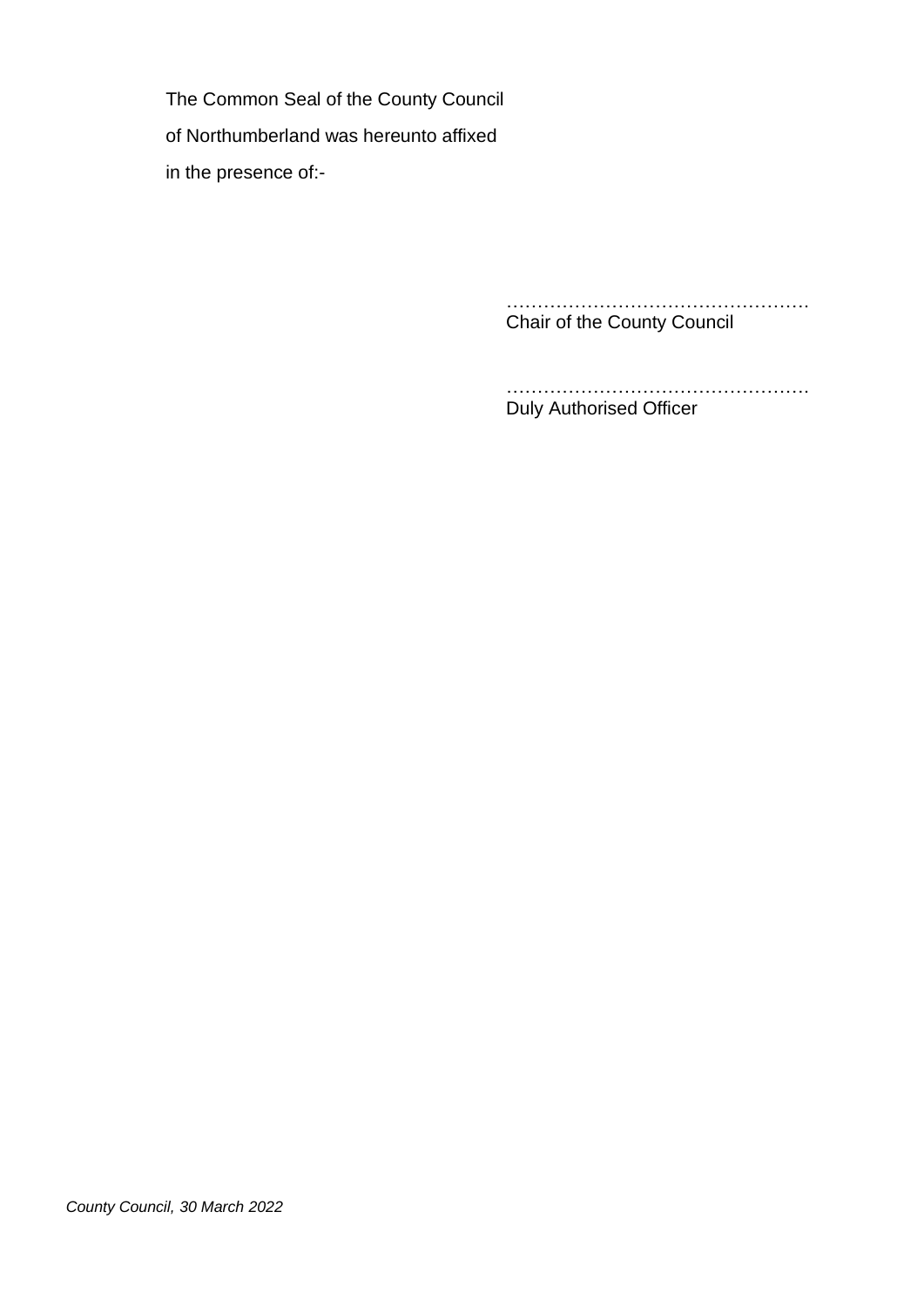The Common Seal of the County Council
of Northumberland was hereunto affixed
in the presence of:-

………………………………………….
Chair of the County Council

………………………………………….
Duly Authorised Officer